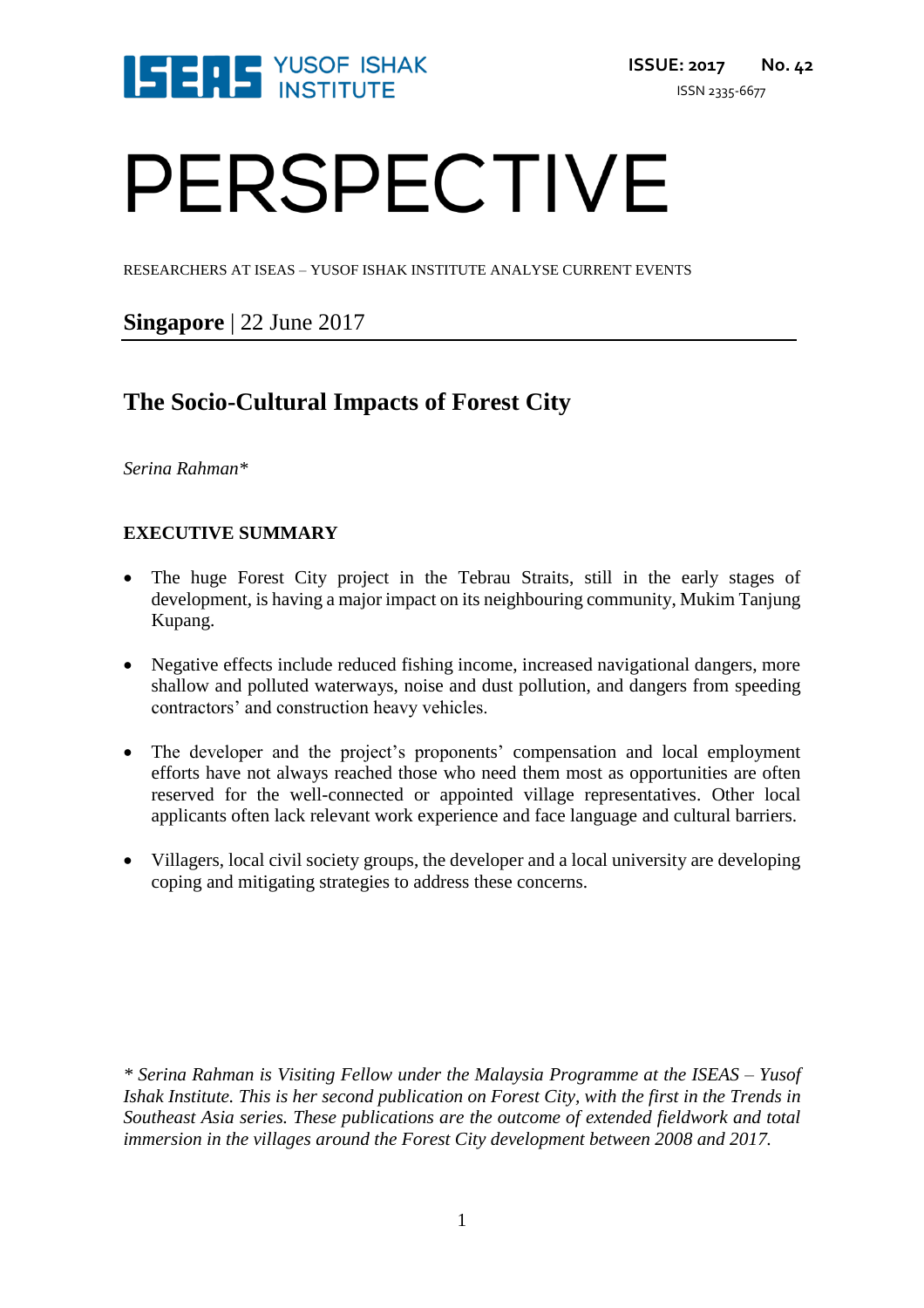ISEAS YUSOF ISHAK INSTITUTE

**ISSUE: 2017 No. 42**

ISSN 2335-6677

# PERSPECTIVE

RESEARCHERS AT ISEAS – YUSOF ISHAK INSTITUTE ANALYSE CURRENT EVENTS

**Singapore** | 22 June 2017

## The Socio-Cultural Impacts of Forest City

*Serina Rahman**

### EXECUTIVE SUMMARY

- The huge Forest City project in the Tebrau Straits, still in the early stages of development, is having a major impact on its neighbouring community, Mukim Tanjung Kupang.

- Negative effects include reduced fishing income, increased navigational dangers, more shallow and polluted waterways, noise and dust pollution, and dangers from speeding contractors' and construction heavy vehicles.

- The developer and the project's proponents' compensation and local employment efforts have not always reached those who need them most as opportunities are often reserved for the well-connected or appointed village representatives. Other local applicants often lack relevant work experience and face language and cultural barriers.

- Villagers, local civil society groups, the developer and a local university are developing coping and mitigating strategies to address these concerns.

*\* Serina Rahman is Visiting Fellow under the Malaysia Programme at the ISEAS – Yusof Ishak Institute. This is her second publication on Forest City, with the first in the Trends in Southeast Asia series. These publications are the outcome of extended fieldwork and total immersion in the villages around the Forest City development between 2008 and 2017.*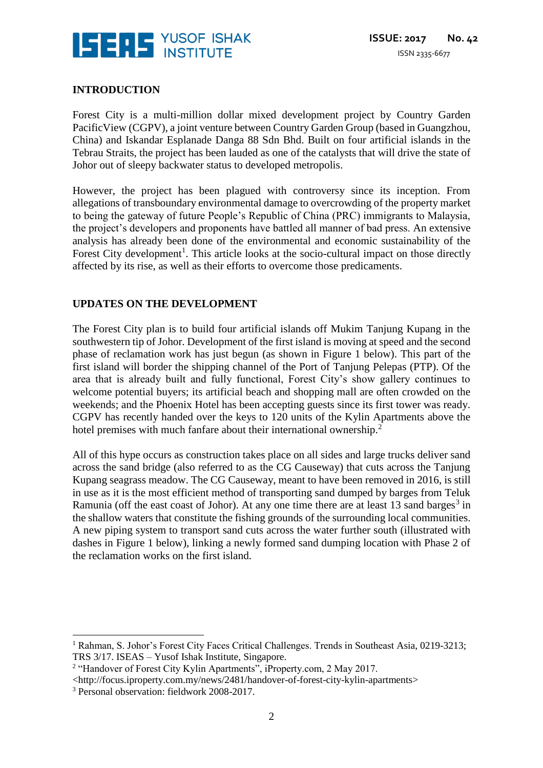## INTRODUCTION

Forest City is a multi-million dollar mixed development project by Country Garden PacificView (CGPV), a joint venture between Country Garden Group (based in Guangzhou, China) and Iskandar Esplanade Danga 88 Sdn Bhd. Built on four artificial islands in the Tebrau Straits, the project has been lauded as one of the catalysts that will drive the state of Johor out of sleepy backwater status to developed metropolis.

However, the project has been plagued with controversy since its inception. From allegations of transboundary environmental damage to overcrowding of the property market to being the gateway of future People's Republic of China (PRC) immigrants to Malaysia, the project's developers and proponents have battled all manner of bad press. An extensive analysis has already been done of the environmental and economic sustainability of the Forest City development[1]. This article looks at the socio-cultural impact on those directly affected by its rise, as well as their efforts to overcome those predicaments.

## UPDATES ON THE DEVELOPMENT

The Forest City plan is to build four artificial islands off Mukim Tanjung Kupang in the southwestern tip of Johor. Development of the first island is moving at speed and the second phase of reclamation work has just begun (as shown in Figure 1 below). This part of the first island will border the shipping channel of the Port of Tanjung Pelepas (PTP). Of the area that is already built and fully functional, Forest City's show gallery continues to welcome potential buyers; its artificial beach and shopping mall are often crowded on the weekends; and the Phoenix Hotel has been accepting guests since its first tower was ready. CGPV has recently handed over the keys to 120 units of the Kylin Apartments above the hotel premises with much fanfare about their international ownership.[2]

All of this hype occurs as construction takes place on all sides and large trucks deliver sand across the sand bridge (also referred to as the CG Causeway) that cuts across the Tanjung Kupang seagrass meadow. The CG Causeway, meant to have been removed in 2016, is still in use as it is the most efficient method of transporting sand dumped by barges from Teluk Ramunia (off the east coast of Johor). At any one time there are at least 13 sand barges[3] in the shallow waters that constitute the fishing grounds of the surrounding local communities. A new piping system to transport sand cuts across the water further south (illustrated with dashes in Figure 1 below), linking a newly formed sand dumping location with Phase 2 of the reclamation works on the first island.

---

[1] Rahman, S. Johor's Forest City Faces Critical Challenges. Trends in Southeast Asia, 0219-3213; TRS 3/17. ISEAS – Yusof Ishak Institute, Singapore.

[2] "Handover of Forest City Kylin Apartments", iProperty.com, 2 May 2017. <http://focus.iproperty.com.my/news/2481/handover-of-forest-city-kylin-apartments>

[3] Personal observation: fieldwork 2008-2017.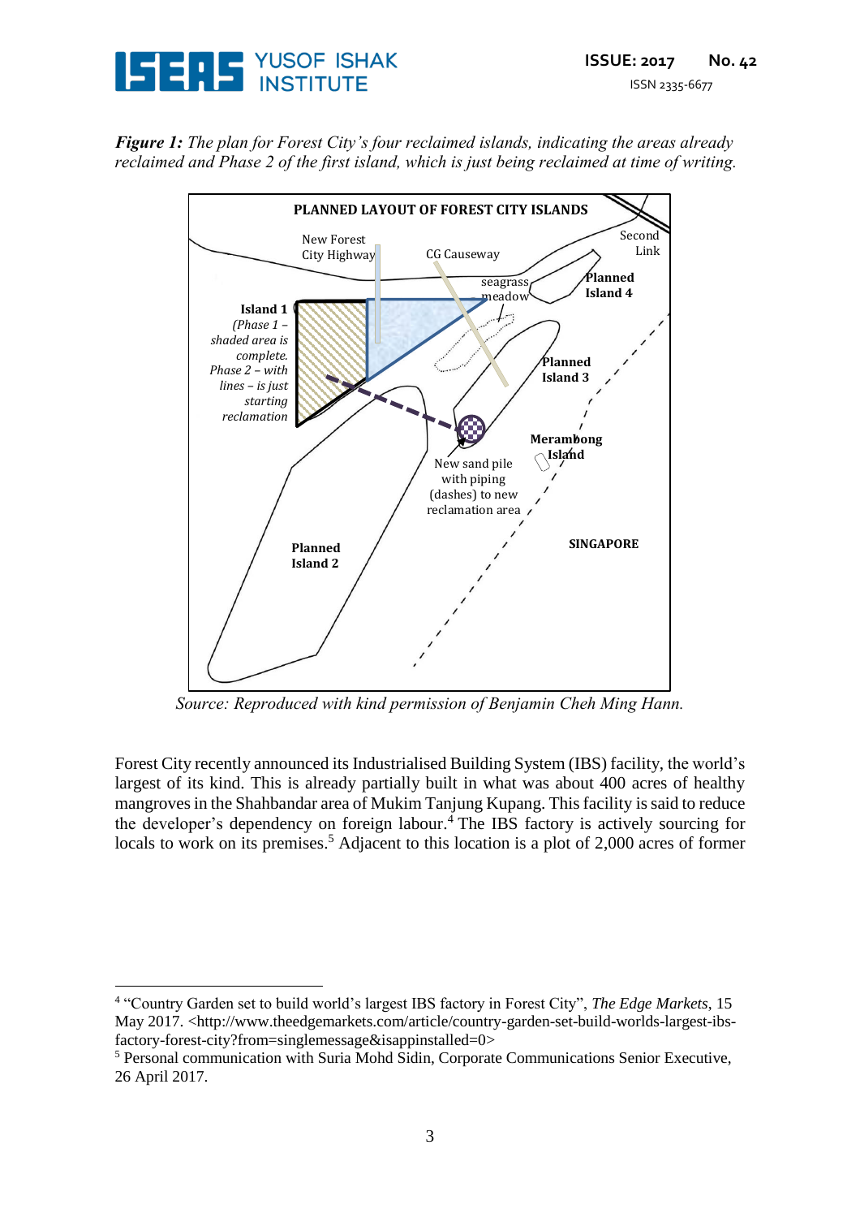***Figure 1:*** *The plan for Forest City's four reclaimed islands, indicating the areas already reclaimed and Phase 2 of the first island, which is just being reclaimed at time of writing.*

*Source: Reproduced with kind permission of Benjamin Cheh Ming Hann.*

Forest City recently announced its Industrialised Building System (IBS) facility, the world's largest of its kind. This is already partially built in what was about 400 acres of healthy mangroves in the Shahbandar area of Mukim Tanjung Kupang. This facility is said to reduce the developer's dependency on foreign labour.[4] The IBS factory is actively sourcing for locals to work on its premises.[5] Adjacent to this location is a plot of 2,000 acres of former

---

[4] "Country Garden set to build world's largest IBS factory in Forest City", *The Edge Markets*, 15 May 2017. <http://www.theedgemarkets.com/article/country-garden-set-build-worlds-largest-ibs-factory-forest-city?from=singlemessage&isappinstalled=0>

[5] Personal communication with Suria Mohd Sidin, Corporate Communications Senior Executive, 26 April 2017.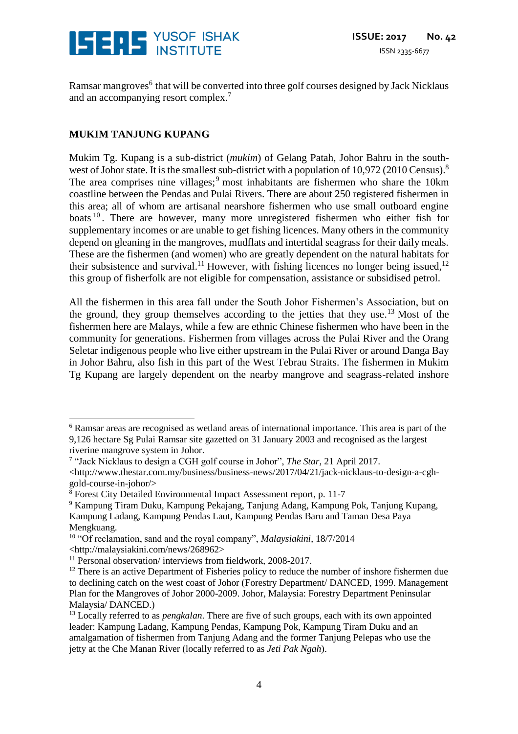Ramsar mangroves[6] that will be converted into three golf courses designed by Jack Nicklaus and an accompanying resort complex.[7]

## MUKIM TANJUNG KUPANG

Mukim Tg. Kupang is a sub-district (*mukim*) of Gelang Patah, Johor Bahru in the south-west of Johor state. It is the smallest sub-district with a population of 10,972 (2010 Census).[8] The area comprises nine villages;[9] most inhabitants are fishermen who share the 10km coastline between the Pendas and Pulai Rivers. There are about 250 registered fishermen in this area; all of whom are artisanal nearshore fishermen who use small outboard engine boats[10]. There are however, many more unregistered fishermen who either fish for supplementary incomes or are unable to get fishing licences. Many others in the community depend on gleaning in the mangroves, mudflats and intertidal seagrass for their daily meals. These are the fishermen (and women) who are greatly dependent on the natural habitats for their subsistence and survival.[11] However, with fishing licences no longer being issued,[12] this group of fisherfolk are not eligible for compensation, assistance or subsidised petrol.

All the fishermen in this area fall under the South Johor Fishermen's Association, but on the ground, they group themselves according to the jetties that they use.[13] Most of the fishermen here are Malays, while a few are ethnic Chinese fishermen who have been in the community for generations. Fishermen from villages across the Pulai River and the Orang Seletar indigenous people who live either upstream in the Pulai River or around Danga Bay in Johor Bahru, also fish in this part of the West Tebrau Straits. The fishermen in Mukim Tg Kupang are largely dependent on the nearby mangrove and seagrass-related inshore

---

[6] Ramsar areas are recognised as wetland areas of international importance. This area is part of the 9,126 hectare Sg Pulai Ramsar site gazetted on 31 January 2003 and recognised as the largest riverine mangrove system in Johor.

[7] "Jack Nicklaus to design a CGH golf course in Johor", *The Star*, 21 April 2017. <http://www.thestar.com.my/business/business-news/2017/04/21/jack-nicklaus-to-design-a-cgh-golf-course-in-johor/>

[8] Forest City Detailed Environmental Impact Assessment report, p. 11-7

[9] Kampung Tiram Duku, Kampung Pekajang, Tanjung Adang, Kampung Pok, Tanjung Kupang, Kampung Ladang, Kampung Pendas Laut, Kampung Pendas Baru and Taman Desa Paya Mengkuang.

[10] "Of reclamation, sand and the royal company", *Malaysiakini*, 18/7/2014 <http://malaysiakini.com/news/268962>

[11] Personal observation/ interviews from fieldwork, 2008-2017.

[12] There is an active Department of Fisheries policy to reduce the number of inshore fishermen due to declining catch on the west coast of Johor (Forestry Department/ DANCED, 1999. Management Plan for the Mangroves of Johor 2000-2009. Johor, Malaysia: Forestry Department Peninsular Malaysia/ DANCED.)

[13] Locally referred to as *pengkalan*. There are five of such groups, each with its own appointed leader: Kampung Ladang, Kampung Pendas, Kampung Pok, Kampung Tiram Duku and an amalgamation of fishermen from Tanjung Adang and the former Tanjung Pelepas who use the jetty at the Che Manan River (locally referred to as *Jeti Pak Ngah*).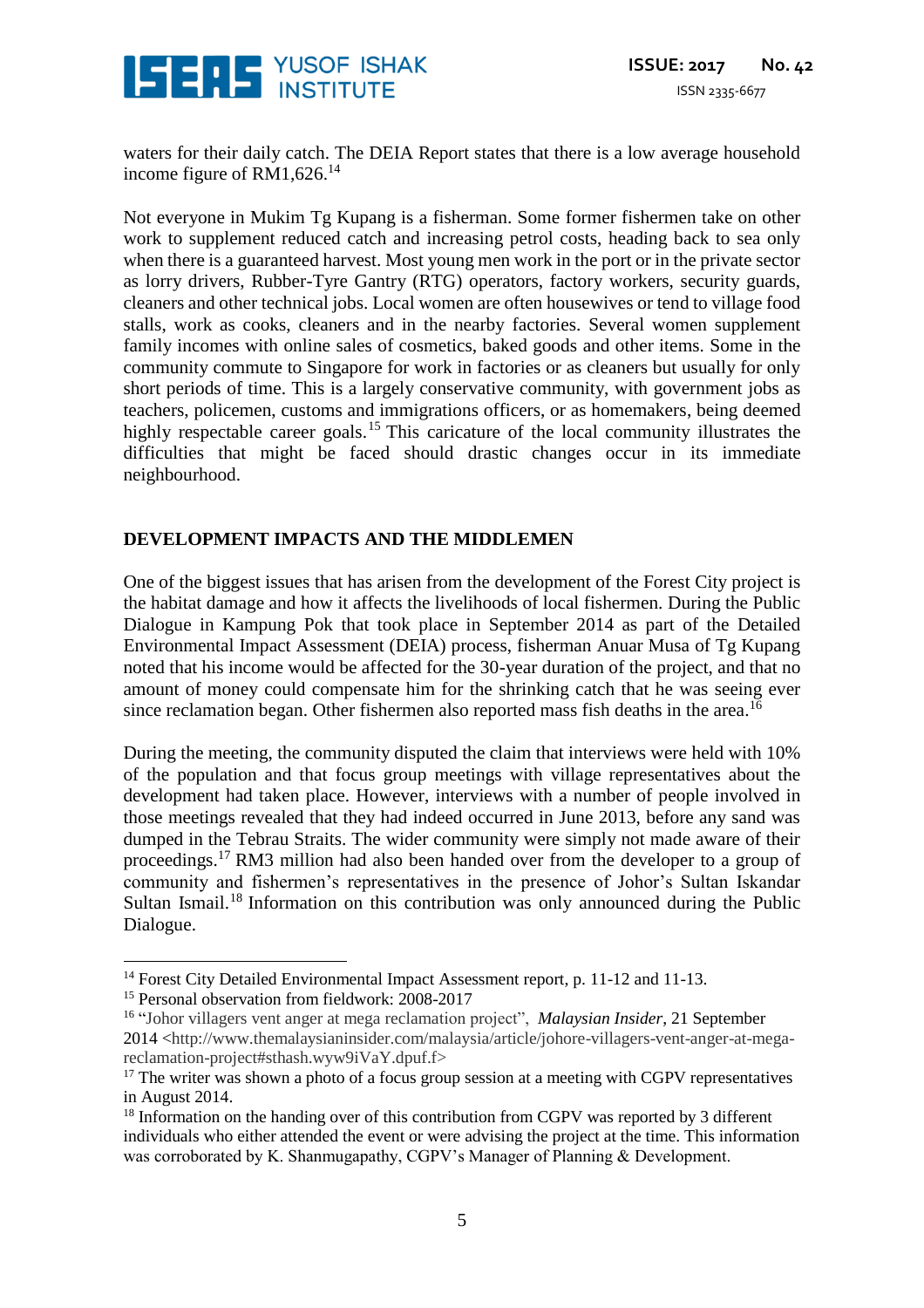waters for their daily catch. The DEIA Report states that there is a low average household income figure of RM1,626.[14]

Not everyone in Mukim Tg Kupang is a fisherman. Some former fishermen take on other work to supplement reduced catch and increasing petrol costs, heading back to sea only when there is a guaranteed harvest. Most young men work in the port or in the private sector as lorry drivers, Rubber-Tyre Gantry (RTG) operators, factory workers, security guards, cleaners and other technical jobs. Local women are often housewives or tend to village food stalls, work as cooks, cleaners and in the nearby factories. Several women supplement family incomes with online sales of cosmetics, baked goods and other items. Some in the community commute to Singapore for work in factories or as cleaners but usually for only short periods of time. This is a largely conservative community, with government jobs as teachers, policemen, customs and immigrations officers, or as homemakers, being deemed highly respectable career goals.[15] This caricature of the local community illustrates the difficulties that might be faced should drastic changes occur in its immediate neighbourhood.

## DEVELOPMENT IMPACTS AND THE MIDDLEMEN

One of the biggest issues that has arisen from the development of the Forest City project is the habitat damage and how it affects the livelihoods of local fishermen. During the Public Dialogue in Kampung Pok that took place in September 2014 as part of the Detailed Environmental Impact Assessment (DEIA) process, fisherman Anuar Musa of Tg Kupang noted that his income would be affected for the 30-year duration of the project, and that no amount of money could compensate him for the shrinking catch that he was seeing ever since reclamation began. Other fishermen also reported mass fish deaths in the area.[16]

During the meeting, the community disputed the claim that interviews were held with 10% of the population and that focus group meetings with village representatives about the development had taken place. However, interviews with a number of people involved in those meetings revealed that they had indeed occurred in June 2013, before any sand was dumped in the Tebrau Straits. The wider community were simply not made aware of their proceedings.[17] RM3 million had also been handed over from the developer to a group of community and fishermen's representatives in the presence of Johor's Sultan Iskandar Sultan Ismail.[18] Information on this contribution was only announced during the Public Dialogue.

---

[14] Forest City Detailed Environmental Impact Assessment report, p. 11-12 and 11-13.

[15] Personal observation from fieldwork: 2008-2017

[16] "Johor villagers vent anger at mega reclamation project", *Malaysian Insider*, 21 September 2014 <http://www.themalaysianinsider.com/malaysia/article/johore-villagers-vent-anger-at-mega-reclamation-project#sthash.wyw9iVaY.dpuf.f>

[17] The writer was shown a photo of a focus group session at a meeting with CGPV representatives in August 2014.

[18] Information on the handing over of this contribution from CGPV was reported by 3 different individuals who either attended the event or were advising the project at the time. This information was corroborated by K. Shanmugapathy, CGPV's Manager of Planning & Development.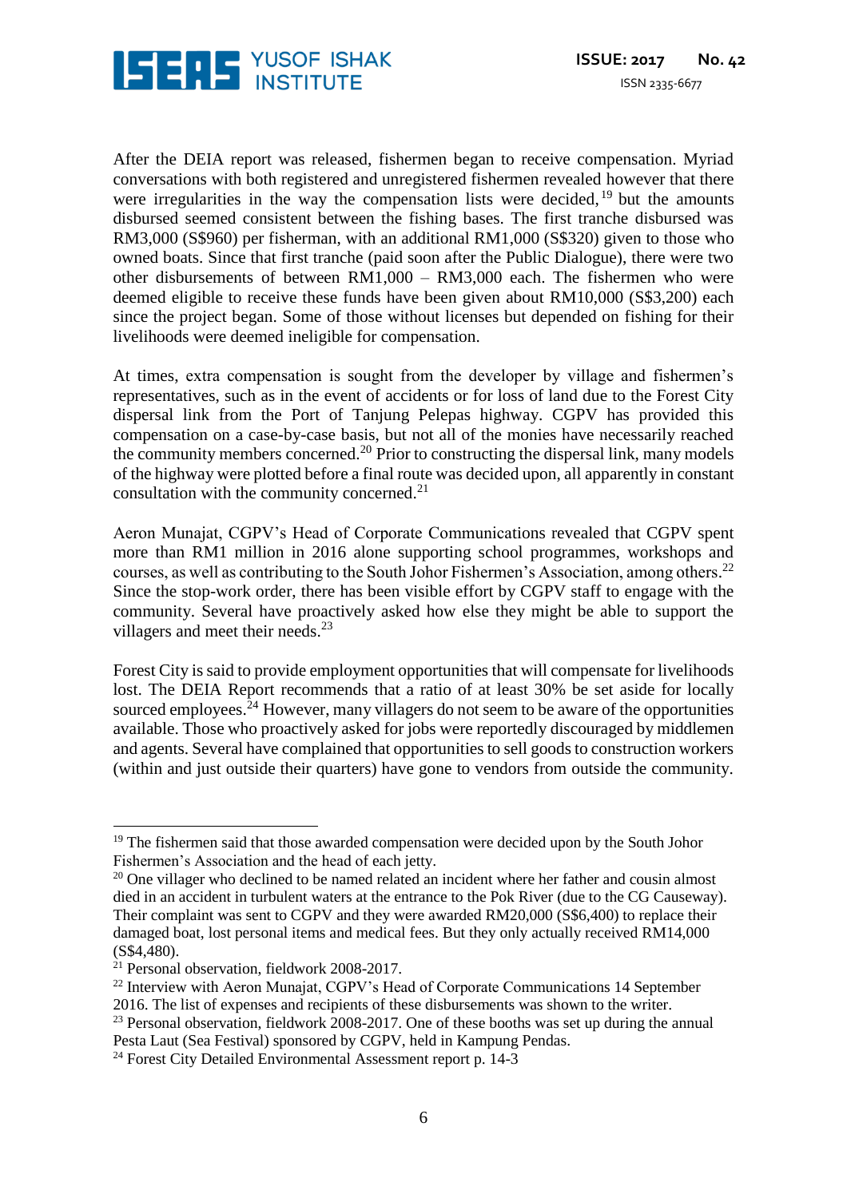After the DEIA report was released, fishermen began to receive compensation. Myriad conversations with both registered and unregistered fishermen revealed however that there were irregularities in the way the compensation lists were decided,[19] but the amounts disbursed seemed consistent between the fishing bases. The first tranche disbursed was RM3,000 (S$960) per fisherman, with an additional RM1,000 (S$320) given to those who owned boats. Since that first tranche (paid soon after the Public Dialogue), there were two other disbursements of between RM1,000 – RM3,000 each. The fishermen who were deemed eligible to receive these funds have been given about RM10,000 (S$3,200) each since the project began. Some of those without licenses but depended on fishing for their livelihoods were deemed ineligible for compensation.

At times, extra compensation is sought from the developer by village and fishermen's representatives, such as in the event of accidents or for loss of land due to the Forest City dispersal link from the Port of Tanjung Pelepas highway. CGPV has provided this compensation on a case-by-case basis, but not all of the monies have necessarily reached the community members concerned.[20] Prior to constructing the dispersal link, many models of the highway were plotted before a final route was decided upon, all apparently in constant consultation with the community concerned.[21]

Aeron Munajat, CGPV's Head of Corporate Communications revealed that CGPV spent more than RM1 million in 2016 alone supporting school programmes, workshops and courses, as well as contributing to the South Johor Fishermen's Association, among others.[22] Since the stop-work order, there has been visible effort by CGPV staff to engage with the community. Several have proactively asked how else they might be able to support the villagers and meet their needs.[23]

Forest City is said to provide employment opportunities that will compensate for livelihoods lost. The DEIA Report recommends that a ratio of at least 30% be set aside for locally sourced employees.[24] However, many villagers do not seem to be aware of the opportunities available. Those who proactively asked for jobs were reportedly discouraged by middlemen and agents. Several have complained that opportunities to sell goods to construction workers (within and just outside their quarters) have gone to vendors from outside the community.

---

[19] The fishermen said that those awarded compensation were decided upon by the South Johor Fishermen's Association and the head of each jetty.

[20] One villager who declined to be named related an incident where her father and cousin almost died in an accident in turbulent waters at the entrance to the Pok River (due to the CG Causeway). Their complaint was sent to CGPV and they were awarded RM20,000 (S$6,400) to replace their damaged boat, lost personal items and medical fees. But they only actually received RM14,000 (S$4,480).

[21] Personal observation, fieldwork 2008-2017.

[22] Interview with Aeron Munajat, CGPV's Head of Corporate Communications 14 September 2016. The list of expenses and recipients of these disbursements was shown to the writer.

[23] Personal observation, fieldwork 2008-2017. One of these booths was set up during the annual Pesta Laut (Sea Festival) sponsored by CGPV, held in Kampung Pendas.

[24] Forest City Detailed Environmental Assessment report p. 14-3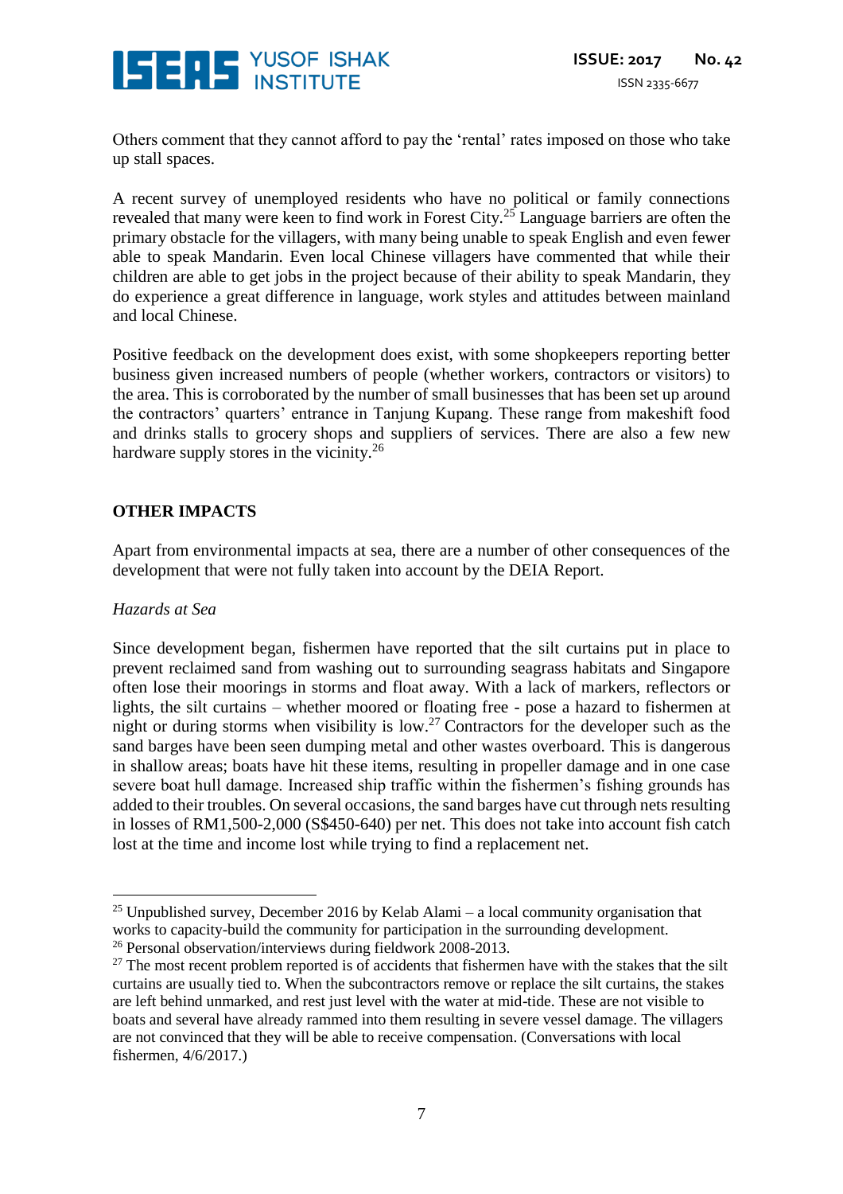Others comment that they cannot afford to pay the 'rental' rates imposed on those who take up stall spaces.

A recent survey of unemployed residents who have no political or family connections revealed that many were keen to find work in Forest City.[25] Language barriers are often the primary obstacle for the villagers, with many being unable to speak English and even fewer able to speak Mandarin. Even local Chinese villagers have commented that while their children are able to get jobs in the project because of their ability to speak Mandarin, they do experience a great difference in language, work styles and attitudes between mainland and local Chinese.

Positive feedback on the development does exist, with some shopkeepers reporting better business given increased numbers of people (whether workers, contractors or visitors) to the area. This is corroborated by the number of small businesses that has been set up around the contractors' quarters' entrance in Tanjung Kupang. These range from makeshift food and drinks stalls to grocery shops and suppliers of services. There are also a few new hardware supply stores in the vicinity.[26]

## OTHER IMPACTS

Apart from environmental impacts at sea, there are a number of other consequences of the development that were not fully taken into account by the DEIA Report.

*Hazards at Sea*

Since development began, fishermen have reported that the silt curtains put in place to prevent reclaimed sand from washing out to surrounding seagrass habitats and Singapore often lose their moorings in storms and float away. With a lack of markers, reflectors or lights, the silt curtains – whether moored or floating free - pose a hazard to fishermen at night or during storms when visibility is low.[27] Contractors for the developer such as the sand barges have been seen dumping metal and other wastes overboard. This is dangerous in shallow areas; boats have hit these items, resulting in propeller damage and in one case severe boat hull damage. Increased ship traffic within the fishermen's fishing grounds has added to their troubles. On several occasions, the sand barges have cut through nets resulting in losses of RM1,500-2,000 (S$450-640) per net. This does not take into account fish catch lost at the time and income lost while trying to find a replacement net.

---

[25] Unpublished survey, December 2016 by Kelab Alami – a local community organisation that works to capacity-build the community for participation in the surrounding development.

[26] Personal observation/interviews during fieldwork 2008-2013.

[27] The most recent problem reported is of accidents that fishermen have with the stakes that the silt curtains are usually tied to. When the subcontractors remove or replace the silt curtains, the stakes are left behind unmarked, and rest just level with the water at mid-tide. These are not visible to boats and several have already rammed into them resulting in severe vessel damage. The villagers are not convinced that they will be able to receive compensation. (Conversations with local fishermen, 4/6/2017.)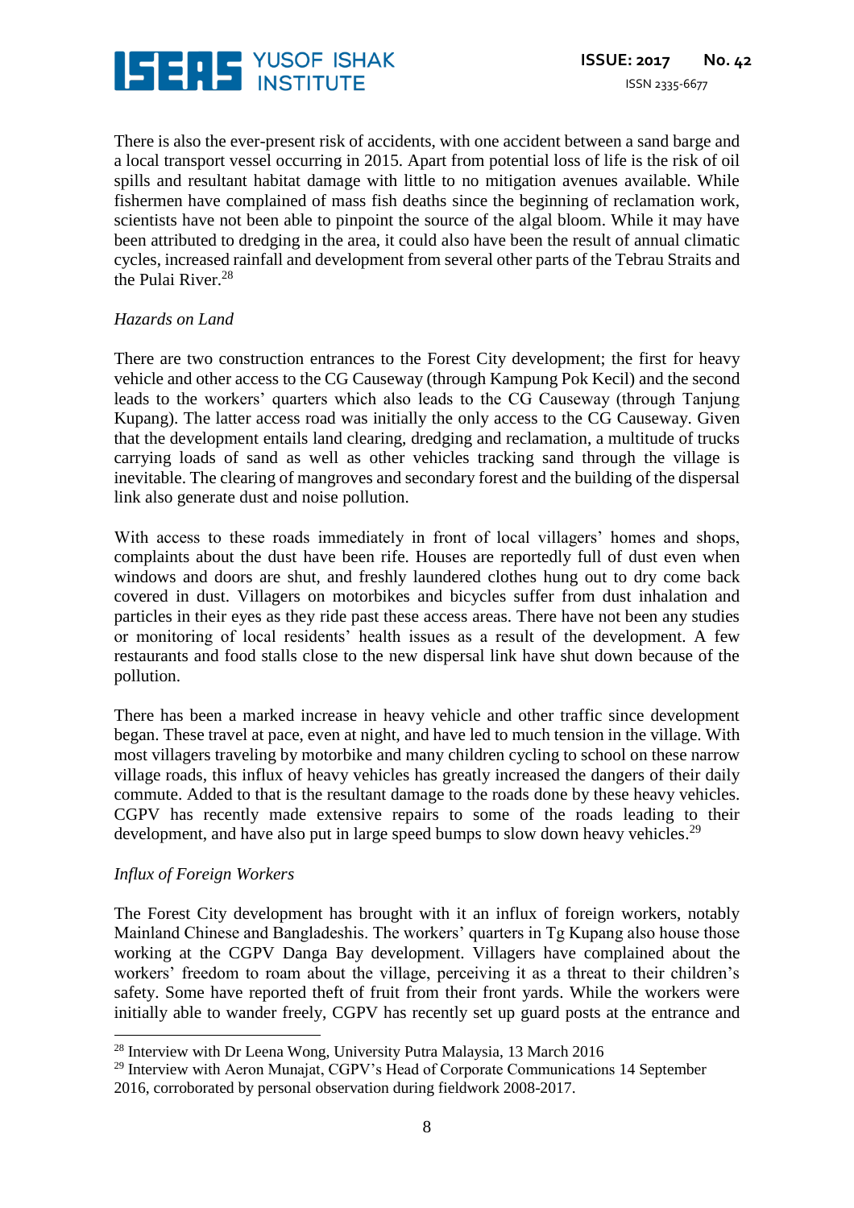There is also the ever-present risk of accidents, with one accident between a sand barge and a local transport vessel occurring in 2015. Apart from potential loss of life is the risk of oil spills and resultant habitat damage with little to no mitigation avenues available. While fishermen have complained of mass fish deaths since the beginning of reclamation work, scientists have not been able to pinpoint the source of the algal bloom. While it may have been attributed to dredging in the area, it could also have been the result of annual climatic cycles, increased rainfall and development from several other parts of the Tebrau Straits and the Pulai River.[28]

*Hazards on Land*

There are two construction entrances to the Forest City development; the first for heavy vehicle and other access to the CG Causeway (through Kampung Pok Kecil) and the second leads to the workers' quarters which also leads to the CG Causeway (through Tanjung Kupang). The latter access road was initially the only access to the CG Causeway. Given that the development entails land clearing, dredging and reclamation, a multitude of trucks carrying loads of sand as well as other vehicles tracking sand through the village is inevitable. The clearing of mangroves and secondary forest and the building of the dispersal link also generate dust and noise pollution.

With access to these roads immediately in front of local villagers' homes and shops, complaints about the dust have been rife. Houses are reportedly full of dust even when windows and doors are shut, and freshly laundered clothes hung out to dry come back covered in dust. Villagers on motorbikes and bicycles suffer from dust inhalation and particles in their eyes as they ride past these access areas. There have not been any studies or monitoring of local residents' health issues as a result of the development. A few restaurants and food stalls close to the new dispersal link have shut down because of the pollution.

There has been a marked increase in heavy vehicle and other traffic since development began. These travel at pace, even at night, and have led to much tension in the village. With most villagers traveling by motorbike and many children cycling to school on these narrow village roads, this influx of heavy vehicles has greatly increased the dangers of their daily commute. Added to that is the resultant damage to the roads done by these heavy vehicles. CGPV has recently made extensive repairs to some of the roads leading to their development, and have also put in large speed bumps to slow down heavy vehicles.[29]

*Influx of Foreign Workers*

The Forest City development has brought with it an influx of foreign workers, notably Mainland Chinese and Bangladeshis. The workers' quarters in Tg Kupang also house those working at the CGPV Danga Bay development. Villagers have complained about the workers' freedom to roam about the village, perceiving it as a threat to their children's safety. Some have reported theft of fruit from their front yards. While the workers were initially able to wander freely, CGPV has recently set up guard posts at the entrance and

---

[28] Interview with Dr Leena Wong, University Putra Malaysia, 13 March 2016

[29] Interview with Aeron Munajat, CGPV's Head of Corporate Communications 14 September 2016, corroborated by personal observation during fieldwork 2008-2017.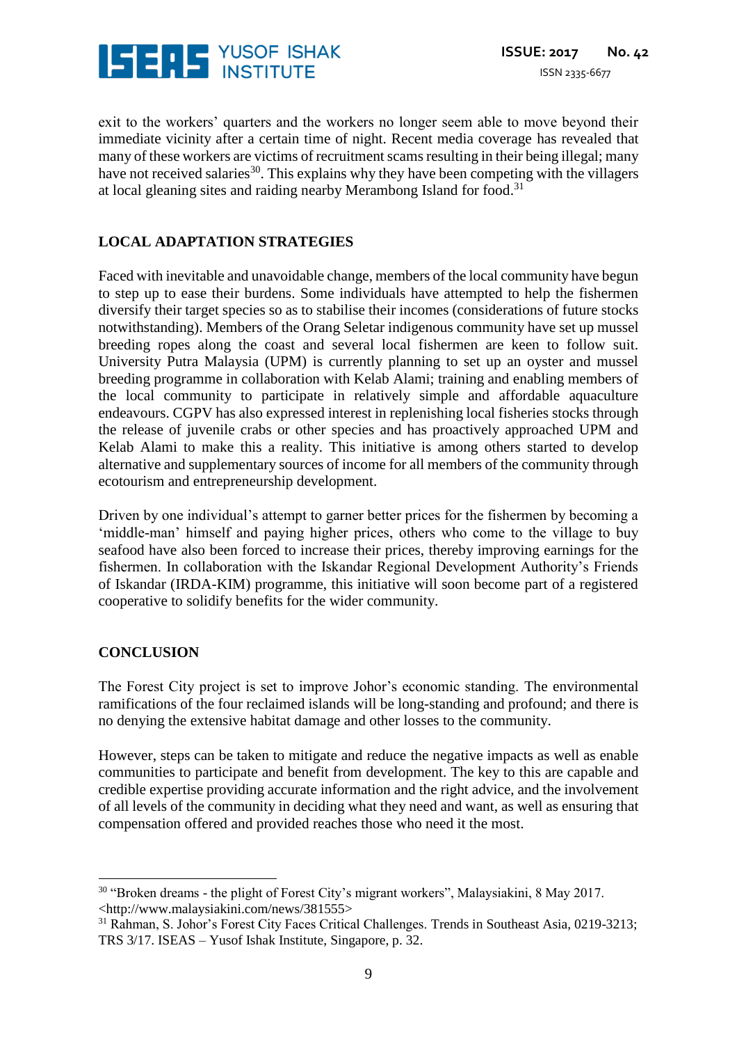exit to the workers' quarters and the workers no longer seem able to move beyond their immediate vicinity after a certain time of night. Recent media coverage has revealed that many of these workers are victims of recruitment scams resulting in their being illegal; many have not received salaries[30]. This explains why they have been competing with the villagers at local gleaning sites and raiding nearby Merambong Island for food.[31]

## LOCAL ADAPTATION STRATEGIES

Faced with inevitable and unavoidable change, members of the local community have begun to step up to ease their burdens. Some individuals have attempted to help the fishermen diversify their target species so as to stabilise their incomes (considerations of future stocks notwithstanding). Members of the Orang Seletar indigenous community have set up mussel breeding ropes along the coast and several local fishermen are keen to follow suit. University Putra Malaysia (UPM) is currently planning to set up an oyster and mussel breeding programme in collaboration with Kelab Alami; training and enabling members of the local community to participate in relatively simple and affordable aquaculture endeavours. CGPV has also expressed interest in replenishing local fisheries stocks through the release of juvenile crabs or other species and has proactively approached UPM and Kelab Alami to make this a reality. This initiative is among others started to develop alternative and supplementary sources of income for all members of the community through ecotourism and entrepreneurship development.

Driven by one individual's attempt to garner better prices for the fishermen by becoming a 'middle-man' himself and paying higher prices, others who come to the village to buy seafood have also been forced to increase their prices, thereby improving earnings for the fishermen. In collaboration with the Iskandar Regional Development Authority's Friends of Iskandar (IRDA-KIM) programme, this initiative will soon become part of a registered cooperative to solidify benefits for the wider community.

## CONCLUSION

The Forest City project is set to improve Johor's economic standing. The environmental ramifications of the four reclaimed islands will be long-standing and profound; and there is no denying the extensive habitat damage and other losses to the community.

However, steps can be taken to mitigate and reduce the negative impacts as well as enable communities to participate and benefit from development. The key to this are capable and credible expertise providing accurate information and the right advice, and the involvement of all levels of the community in deciding what they need and want, as well as ensuring that compensation offered and provided reaches those who need it the most.

---

[30] "Broken dreams - the plight of Forest City's migrant workers", Malaysiakini, 8 May 2017. <http://www.malaysiakini.com/news/381555>

[31] Rahman, S. Johor's Forest City Faces Critical Challenges. Trends in Southeast Asia, 0219-3213; TRS 3/17. ISEAS – Yusof Ishak Institute, Singapore, p. 32.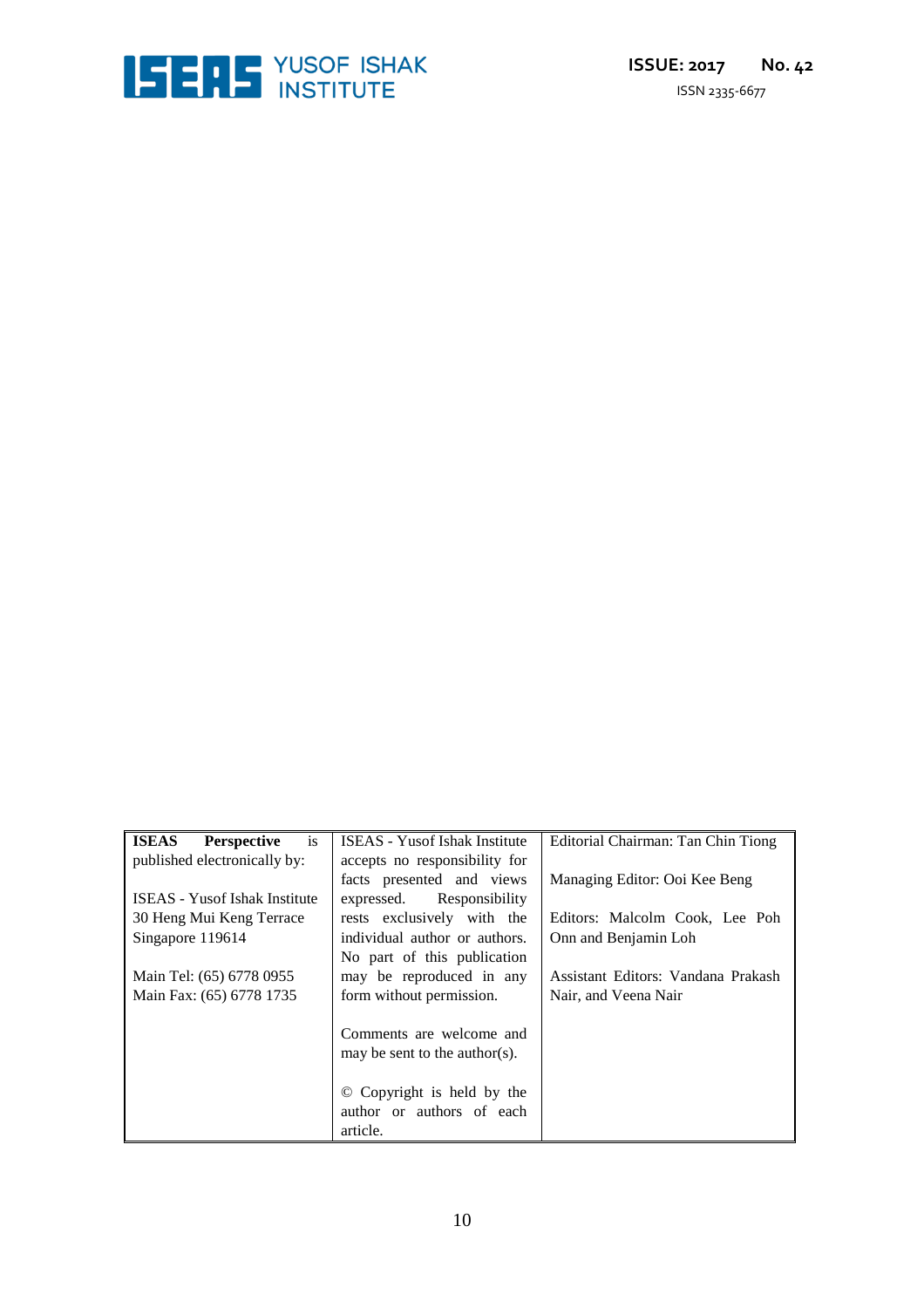| | | |
|---|---|---|
| **ISEAS Perspective** is published electronically by:<br><br>ISEAS - Yusof Ishak Institute<br>30 Heng Mui Keng Terrace<br>Singapore 119614<br><br>Main Tel: (65) 6778 0955<br>Main Fax: (65) 6778 1735 | ISEAS - Yusof Ishak Institute accepts no responsibility for facts presented and views expressed. Responsibility rests exclusively with the individual author or authors. No part of this publication may be reproduced in any form without permission.<br><br>Comments are welcome and may be sent to the author(s).<br><br>© Copyright is held by the author or authors of each article. | Editorial Chairman: Tan Chin Tiong<br><br>Managing Editor: Ooi Kee Beng<br><br>Editors: Malcolm Cook, Lee Poh Onn and Benjamin Loh<br><br>Assistant Editors: Vandana Prakash Nair, and Veena Nair |